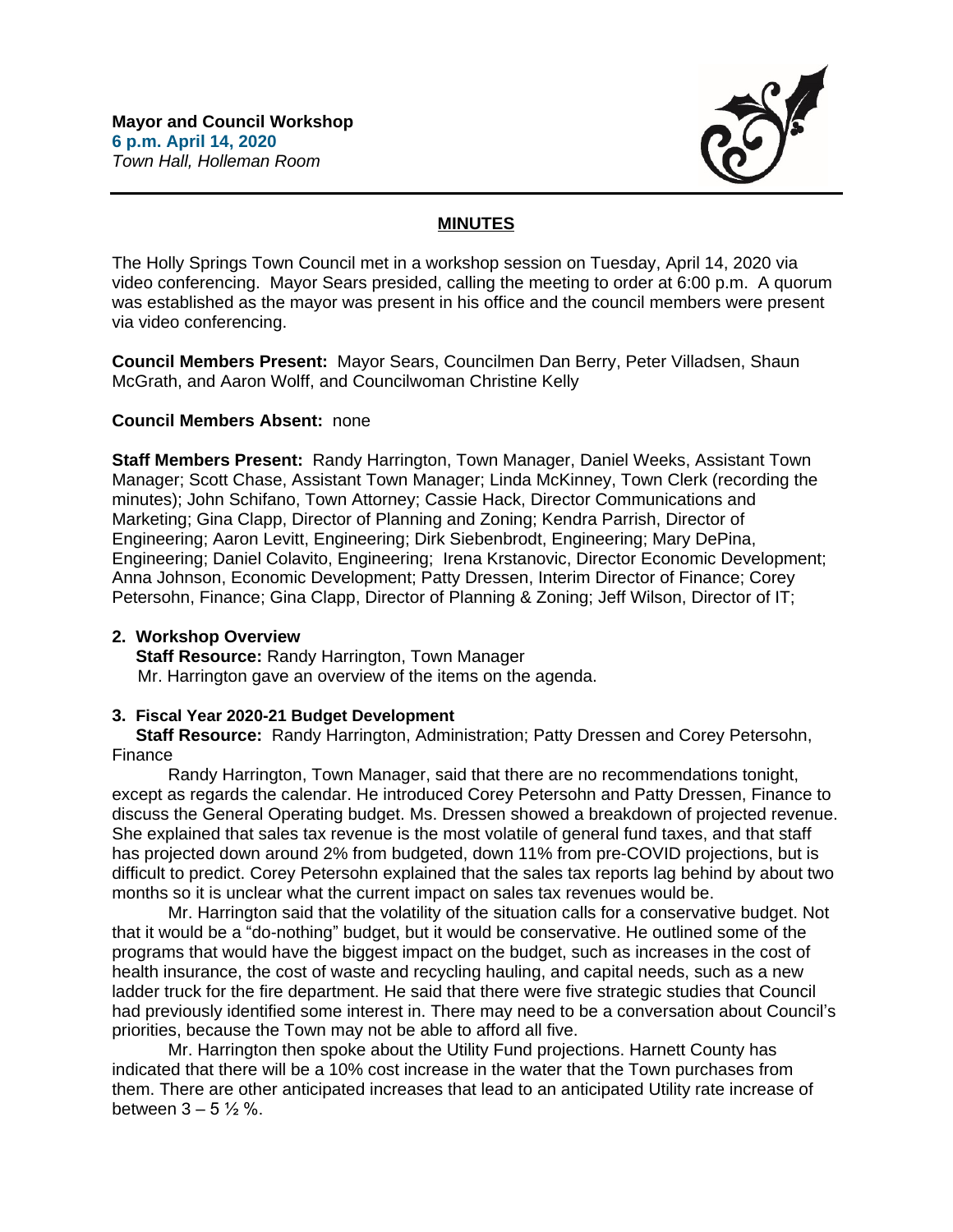**Mayor and Council Workshop**
**6 p.m. April 14, 2020**
*Town Hall, Holleman Room*

## MINUTES

The Holly Springs Town Council met in a workshop session on Tuesday, April 14, 2020 via video conferencing. Mayor Sears presided, calling the meeting to order at 6:00 p.m. A quorum was established as the mayor was present in his office and the council members were present via video conferencing.

**Council Members Present:** Mayor Sears, Councilmen Dan Berry, Peter Villadsen, Shaun McGrath, and Aaron Wolff, and Councilwoman Christine Kelly

**Council Members Absent:** none

**Staff Members Present:** Randy Harrington, Town Manager, Daniel Weeks, Assistant Town Manager; Scott Chase, Assistant Town Manager; Linda McKinney, Town Clerk (recording the minutes); John Schifano, Town Attorney; Cassie Hack, Director Communications and Marketing; Gina Clapp, Director of Planning and Zoning; Kendra Parrish, Director of Engineering; Aaron Levitt, Engineering; Dirk Siebenbrodt, Engineering; Mary DePina, Engineering; Daniel Colavito, Engineering; Irena Krstanovic, Director Economic Development; Anna Johnson, Economic Development; Patty Dressen, Interim Director of Finance; Corey Petersohn, Finance; Gina Clapp, Director of Planning & Zoning; Jeff Wilson, Director of IT;

**2. Workshop Overview**

**Staff Resource:** Randy Harrington, Town Manager
Mr. Harrington gave an overview of the items on the agenda.

**3. Fiscal Year 2020-21 Budget Development**

**Staff Resource:** Randy Harrington, Administration; Patty Dressen and Corey Petersohn, Finance

Randy Harrington, Town Manager, said that there are no recommendations tonight, except as regards the calendar. He introduced Corey Petersohn and Patty Dressen, Finance to discuss the General Operating budget. Ms. Dressen showed a breakdown of projected revenue. She explained that sales tax revenue is the most volatile of general fund taxes, and that staff has projected down around 2% from budgeted, down 11% from pre-COVID projections, but is difficult to predict. Corey Petersohn explained that the sales tax reports lag behind by about two months so it is unclear what the current impact on sales tax revenues would be.

Mr. Harrington said that the volatility of the situation calls for a conservative budget. Not that it would be a "do-nothing" budget, but it would be conservative. He outlined some of the programs that would have the biggest impact on the budget, such as increases in the cost of health insurance, the cost of waste and recycling hauling, and capital needs, such as a new ladder truck for the fire department. He said that there were five strategic studies that Council had previously identified some interest in. There may need to be a conversation about Council's priorities, because the Town may not be able to afford all five.

Mr. Harrington then spoke about the Utility Fund projections. Harnett County has indicated that there will be a 10% cost increase in the water that the Town purchases from them. There are other anticipated increases that lead to an anticipated Utility rate increase of between 3 – 5 ½ %.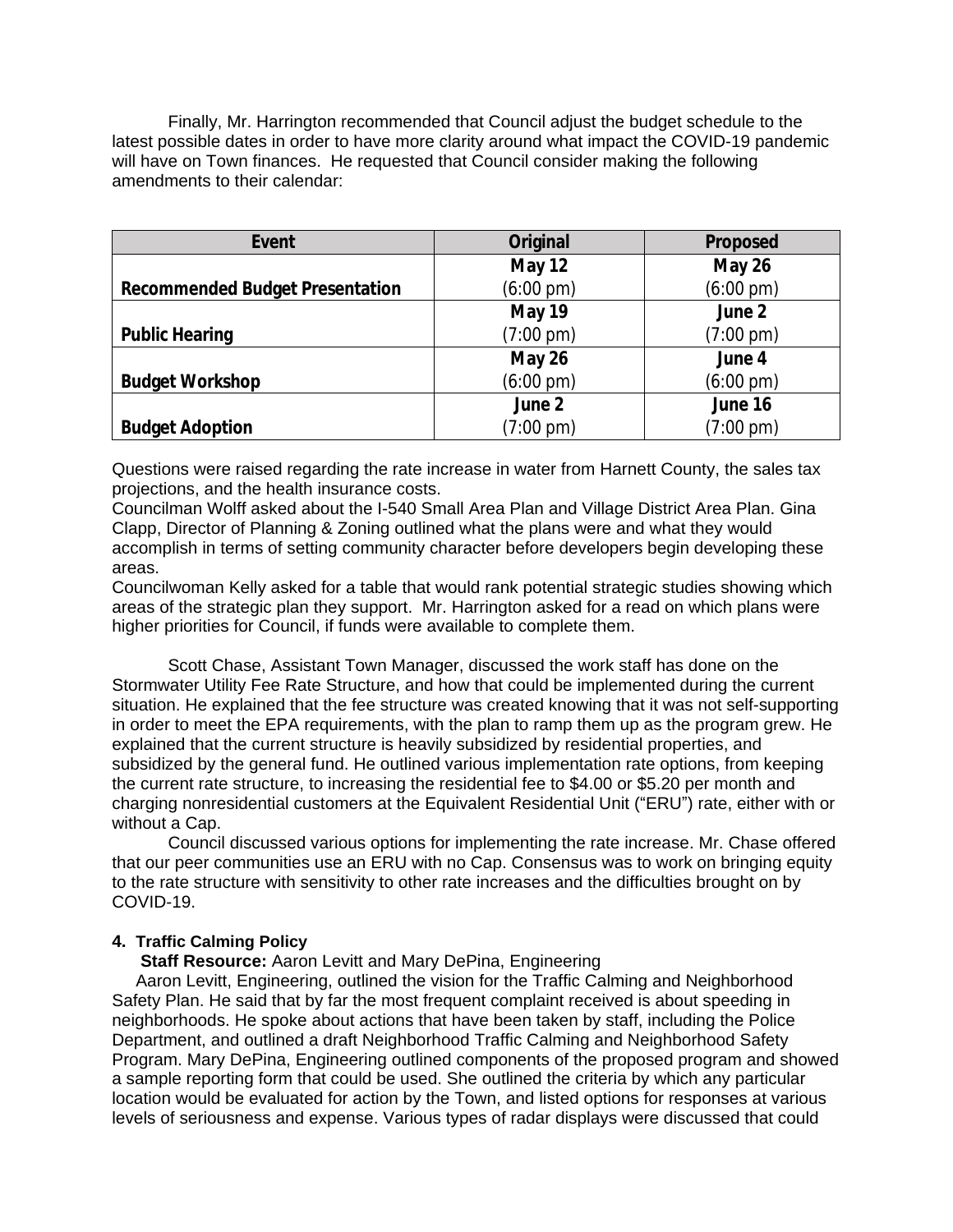Finally, Mr. Harrington recommended that Council adjust the budget schedule to the latest possible dates in order to have more clarity around what impact the COVID-19 pandemic will have on Town finances. He requested that Council consider making the following amendments to their calendar:

| Event | Original | Proposed |
|---|---|---|
| **Recommended Budget Presentation** | **May 12** (6:00 pm) | **May 26** (6:00 pm) |
| **Public Hearing** | **May 19** (7:00 pm) | **June 2** (7:00 pm) |
| **Budget Workshop** | **May 26** (6:00 pm) | **June 4** (6:00 pm) |
| **Budget Adoption** | **June 2** (7:00 pm) | **June 16** (7:00 pm) |

Questions were raised regarding the rate increase in water from Harnett County, the sales tax projections, and the health insurance costs.
Councilman Wolff asked about the I-540 Small Area Plan and Village District Area Plan. Gina Clapp, Director of Planning & Zoning outlined what the plans were and what they would accomplish in terms of setting community character before developers begin developing these areas.
Councilwoman Kelly asked for a table that would rank potential strategic studies showing which areas of the strategic plan they support. Mr. Harrington asked for a read on which plans were higher priorities for Council, if funds were available to complete them.

Scott Chase, Assistant Town Manager, discussed the work staff has done on the Stormwater Utility Fee Rate Structure, and how that could be implemented during the current situation. He explained that the fee structure was created knowing that it was not self-supporting in order to meet the EPA requirements, with the plan to ramp them up as the program grew. He explained that the current structure is heavily subsidized by residential properties, and subsidized by the general fund. He outlined various implementation rate options, from keeping the current rate structure, to increasing the residential fee to $4.00 or $5.20 per month and charging nonresidential customers at the Equivalent Residential Unit ("ERU") rate, either with or without a Cap.

Council discussed various options for implementing the rate increase. Mr. Chase offered that our peer communities use an ERU with no Cap. Consensus was to work on bringing equity to the rate structure with sensitivity to other rate increases and the difficulties brought on by COVID-19.

**4. Traffic Calming Policy**

**Staff Resource:** Aaron Levitt and Mary DePina, Engineering

Aaron Levitt, Engineering, outlined the vision for the Traffic Calming and Neighborhood Safety Plan. He said that by far the most frequent complaint received is about speeding in neighborhoods. He spoke about actions that have been taken by staff, including the Police Department, and outlined a draft Neighborhood Traffic Calming and Neighborhood Safety Program. Mary DePina, Engineering outlined components of the proposed program and showed a sample reporting form that could be used. She outlined the criteria by which any particular location would be evaluated for action by the Town, and listed options for responses at various levels of seriousness and expense. Various types of radar displays were discussed that could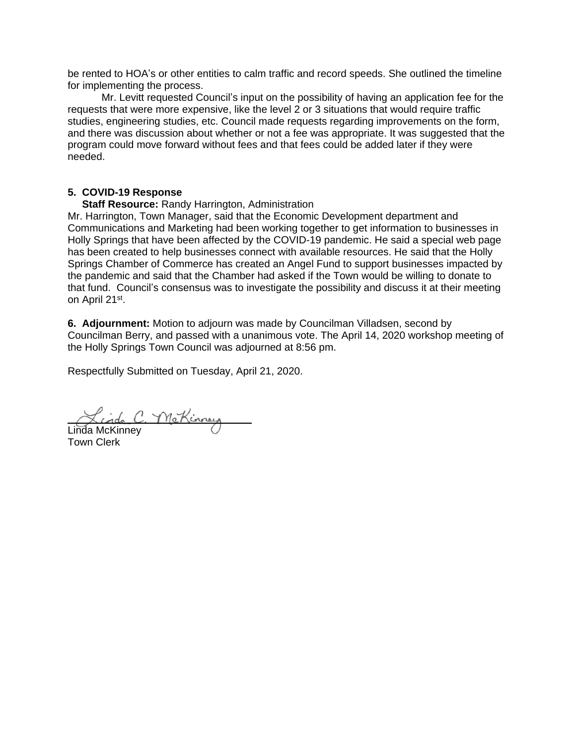be rented to HOA's or other entities to calm traffic and record speeds. She outlined the timeline for implementing the process.

Mr. Levitt requested Council's input on the possibility of having an application fee for the requests that were more expensive, like the level 2 or 3 situations that would require traffic studies, engineering studies, etc. Council made requests regarding improvements on the form, and there was discussion about whether or not a fee was appropriate. It was suggested that the program could move forward without fees and that fees could be added later if they were needed.

**5. COVID-19 Response**

**Staff Resource:** Randy Harrington, Administration

Mr. Harrington, Town Manager, said that the Economic Development department and Communications and Marketing had been working together to get information to businesses in Holly Springs that have been affected by the COVID-19 pandemic. He said a special web page has been created to help businesses connect with available resources. He said that the Holly Springs Chamber of Commerce has created an Angel Fund to support businesses impacted by the pandemic and said that the Chamber had asked if the Town would be willing to donate to that fund. Council's consensus was to investigate the possibility and discuss it at their meeting on April 21st.

**6. Adjournment:** Motion to adjourn was made by Councilman Villadsen, second by Councilman Berry, and passed with a unanimous vote. The April 14, 2020 workshop meeting of the Holly Springs Town Council was adjourned at 8:56 pm.

Respectfully Submitted on Tuesday, April 21, 2020.

Linda C. McKinney

Linda McKinney
Town Clerk